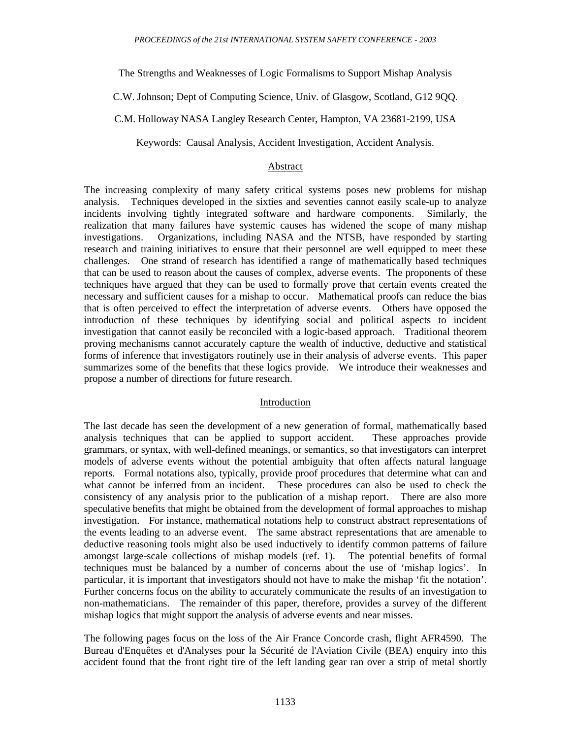# The Strengths and Weaknesses of Logic Formalisms to Support Mishap Analysis

C.W. Johnson; Dept of Computing Science, Univ. of Glasgow, Scotland, G12 9QQ.

C.M. Holloway NASA Langley Research Center, Hampton, VA 23681-2199, USA

Keywords: Causal Analysis, Accident Investigation, Accident Analysis.

## Abstract

The increasing complexity of many safety critical systems poses new problems for mishap analysis. Techniques developed in the sixties and seventies cannot easily scale-up to analyze incidents involving tightly integrated software and hardware components. Similarly, the realization that many failures have systemic causes has widened the scope of many mishap investigations. Organizations, including NASA and the NTSB, have responded by starting research and training initiatives to ensure that their personnel are well equipped to meet these challenges. One strand of research has identified a range of mathematically based techniques that can be used to reason about the causes of complex, adverse events. The proponents of these techniques have argued that they can be used to formally prove that certain events created the necessary and sufficient causes for a mishap to occur. Mathematical proofs can reduce the bias that is often perceived to effect the interpretation of adverse events. Others have opposed the introduction of these techniques by identifying social and political aspects to incident investigation that cannot easily be reconciled with a logic-based approach. Traditional theorem proving mechanisms cannot accurately capture the wealth of inductive, deductive and statistical forms of inference that investigators routinely use in their analysis of adverse events. This paper summarizes some of the benefits that these logics provide. We introduce their weaknesses and propose a number of directions for future research.

## Introduction

The last decade has seen the development of a new generation of formal, mathematically based analysis techniques that can be applied to support accident. These approaches provide grammars, or syntax, with well-defined meanings, or semantics, so that investigators can interpret models of adverse events without the potential ambiguity that often affects natural language reports. Formal notations also, typically, provide proof procedures that determine what can and what cannot be inferred from an incident. These procedures can also be used to check the consistency of any analysis prior to the publication of a mishap report. There are also more speculative benefits that might be obtained from the development of formal approaches to mishap investigation. For instance, mathematical notations help to construct abstract representations of the events leading to an adverse event. The same abstract representations that are amenable to deductive reasoning tools might also be used inductively to identify common patterns of failure amongst large-scale collections of mishap models (ref. 1). The potential benefits of formal techniques must be balanced by a number of concerns about the use of 'mishap logics'. In particular, it is important that investigators should not have to make the mishap 'fit the notation'. Further concerns focus on the ability to accurately communicate the results of an investigation to non-mathematicians. The remainder of this paper, therefore, provides a survey of the different mishap logics that might support the analysis of adverse events and near misses.

The following pages focus on the loss of the Air France Concorde crash, flight AFR4590. The Bureau d'Enquêtes et d'Analyses pour la Sécurité de l'Aviation Civile (BEA) enquiry into this accident found that the front right tire of the left landing gear ran over a strip of metal shortly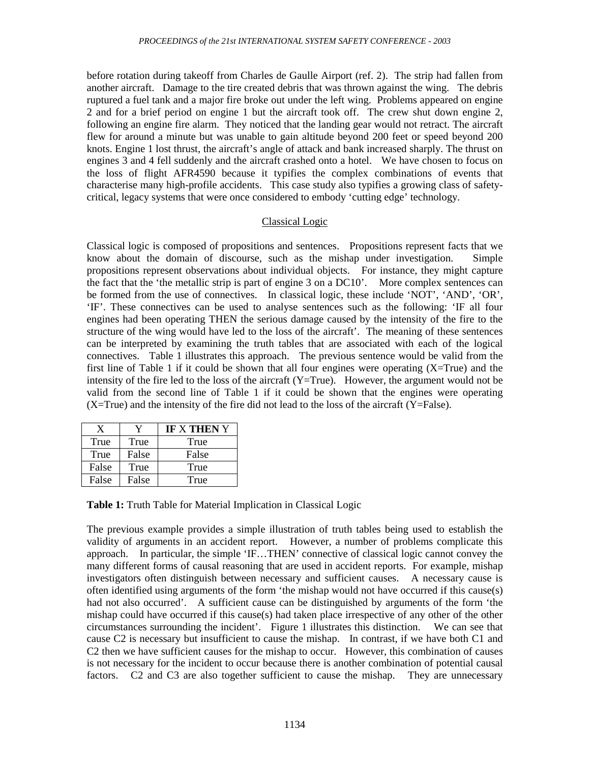before rotation during takeoff from Charles de Gaulle Airport (ref. 2). The strip had fallen from another aircraft. Damage to the tire created debris that was thrown against the wing. The debris ruptured a fuel tank and a major fire broke out under the left wing. Problems appeared on engine 2 and for a brief period on engine 1 but the aircraft took off. The crew shut down engine 2, following an engine fire alarm. They noticed that the landing gear would not retract. The aircraft flew for around a minute but was unable to gain altitude beyond 200 feet or speed beyond 200 knots. Engine 1 lost thrust, the aircraft's angle of attack and bank increased sharply. The thrust on engines 3 and 4 fell suddenly and the aircraft crashed onto a hotel. We have chosen to focus on the loss of flight AFR4590 because it typifies the complex combinations of events that characterise many high-profile accidents. This case study also typifies a growing class of safety-critical, legacy systems that were once considered to embody 'cutting edge' technology.

## Classical Logic

Classical logic is composed of propositions and sentences. Propositions represent facts that we know about the domain of discourse, such as the mishap under investigation. Simple propositions represent observations about individual objects. For instance, they might capture the fact that the 'the metallic strip is part of engine 3 on a DC10'. More complex sentences can be formed from the use of connectives. In classical logic, these include 'NOT', 'AND', 'OR', 'IF'. These connectives can be used to analyse sentences such as the following: 'IF all four engines had been operating THEN the serious damage caused by the intensity of the fire to the structure of the wing would have led to the loss of the aircraft'. The meaning of these sentences can be interpreted by examining the truth tables that are associated with each of the logical connectives. Table 1 illustrates this approach. The previous sentence would be valid from the first line of Table 1 if it could be shown that all four engines were operating (X=True) and the intensity of the fire led to the loss of the aircraft (Y=True). However, the argument would not be valid from the second line of Table 1 if it could be shown that the engines were operating (X=True) and the intensity of the fire did not lead to the loss of the aircraft (Y=False).

| X | Y | **IF** X **THEN** Y |
|---|---|---|
| True | True | True |
| True | False | False |
| False | True | True |
| False | False | True |

**Table 1:** Truth Table for Material Implication in Classical Logic

The previous example provides a simple illustration of truth tables being used to establish the validity of arguments in an accident report. However, a number of problems complicate this approach. In particular, the simple 'IF…THEN' connective of classical logic cannot convey the many different forms of causal reasoning that are used in accident reports. For example, mishap investigators often distinguish between necessary and sufficient causes. A necessary cause is often identified using arguments of the form 'the mishap would not have occurred if this cause(s) had not also occurred'. A sufficient cause can be distinguished by arguments of the form 'the mishap could have occurred if this cause(s) had taken place irrespective of any other of the other circumstances surrounding the incident'. Figure 1 illustrates this distinction. We can see that cause C2 is necessary but insufficient to cause the mishap. In contrast, if we have both C1 and C2 then we have sufficient causes for the mishap to occur. However, this combination of causes is not necessary for the incident to occur because there is another combination of potential causal factors. C2 and C3 are also together sufficient to cause the mishap. They are unnecessary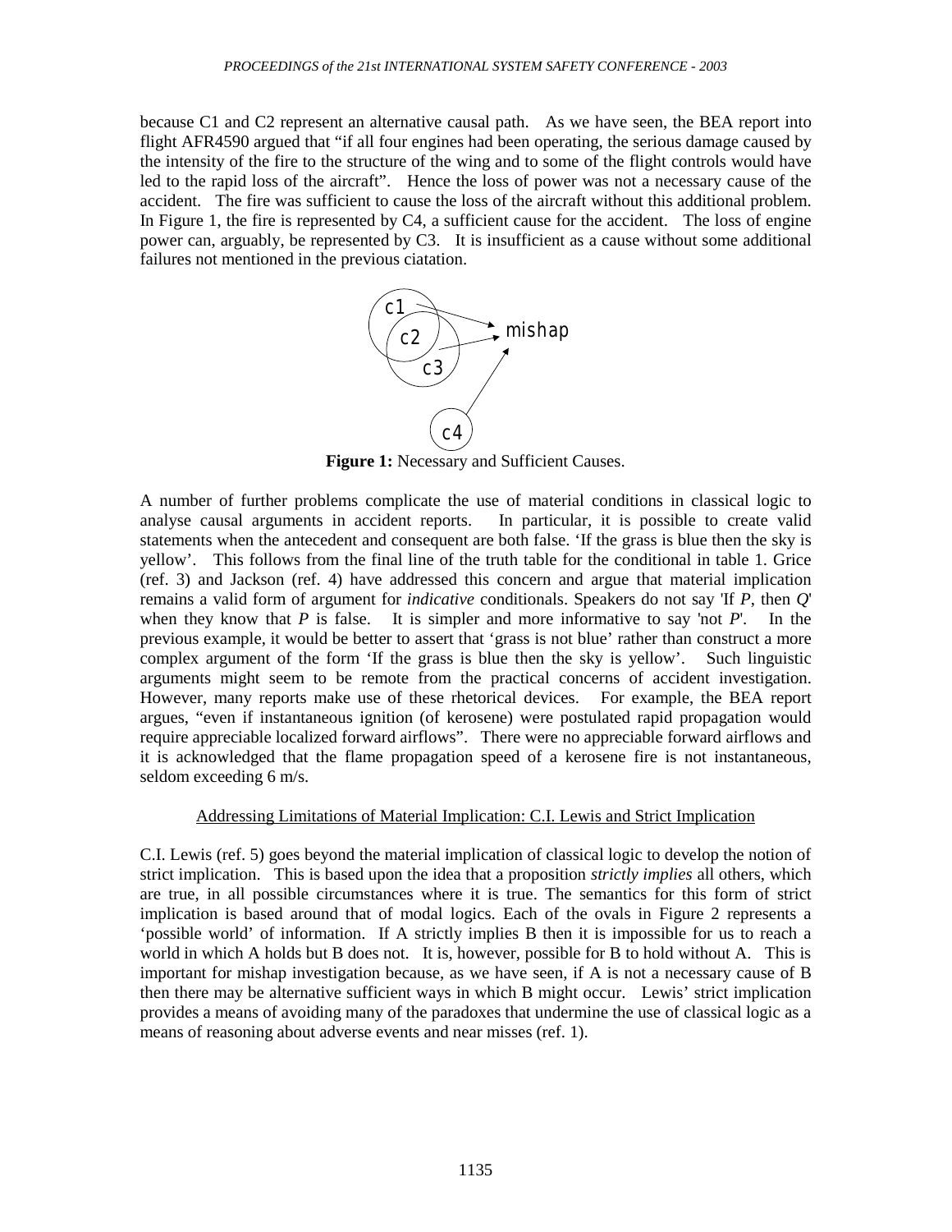because C1 and C2 represent an alternative causal path. As we have seen, the BEA report into flight AFR4590 argued that "if all four engines had been operating, the serious damage caused by the intensity of the fire to the structure of the wing and to some of the flight controls would have led to the rapid loss of the aircraft". Hence the loss of power was not a necessary cause of the accident. The fire was sufficient to cause the loss of the aircraft without this additional problem. In Figure 1, the fire is represented by C4, a sufficient cause for the accident. The loss of engine power can, arguably, be represented by C3. It is insufficient as a cause without some additional failures not mentioned in the previous ciatation.

**Figure 1:** Necessary and Sufficient Causes.

A number of further problems complicate the use of material conditions in classical logic to analyse causal arguments in accident reports. In particular, it is possible to create valid statements when the antecedent and consequent are both false. 'If the grass is blue then the sky is yellow'. This follows from the final line of the truth table for the conditional in table 1. Grice (ref. 3) and Jackson (ref. 4) have addressed this concern and argue that material implication remains a valid form of argument for *indicative* conditionals. Speakers do not say 'If *P*, then *Q*' when they know that *P* is false. It is simpler and more informative to say 'not *P*'. In the previous example, it would be better to assert that 'grass is not blue' rather than construct a more complex argument of the form 'If the grass is blue then the sky is yellow'. Such linguistic arguments might seem to be remote from the practical concerns of accident investigation. However, many reports make use of these rhetorical devices. For example, the BEA report argues, "even if instantaneous ignition (of kerosene) were postulated rapid propagation would require appreciable localized forward airflows". There were no appreciable forward airflows and it is acknowledged that the flame propagation speed of a kerosene fire is not instantaneous, seldom exceeding 6 m/s.

## Addressing Limitations of Material Implication: C.I. Lewis and Strict Implication

C.I. Lewis (ref. 5) goes beyond the material implication of classical logic to develop the notion of strict implication. This is based upon the idea that a proposition *strictly implies* all others, which are true, in all possible circumstances where it is true. The semantics for this form of strict implication is based around that of modal logics. Each of the ovals in Figure 2 represents a 'possible world' of information. If A strictly implies B then it is impossible for us to reach a world in which A holds but B does not. It is, however, possible for B to hold without A. This is important for mishap investigation because, as we have seen, if A is not a necessary cause of B then there may be alternative sufficient ways in which B might occur. Lewis' strict implication provides a means of avoiding many of the paradoxes that undermine the use of classical logic as a means of reasoning about adverse events and near misses (ref. 1).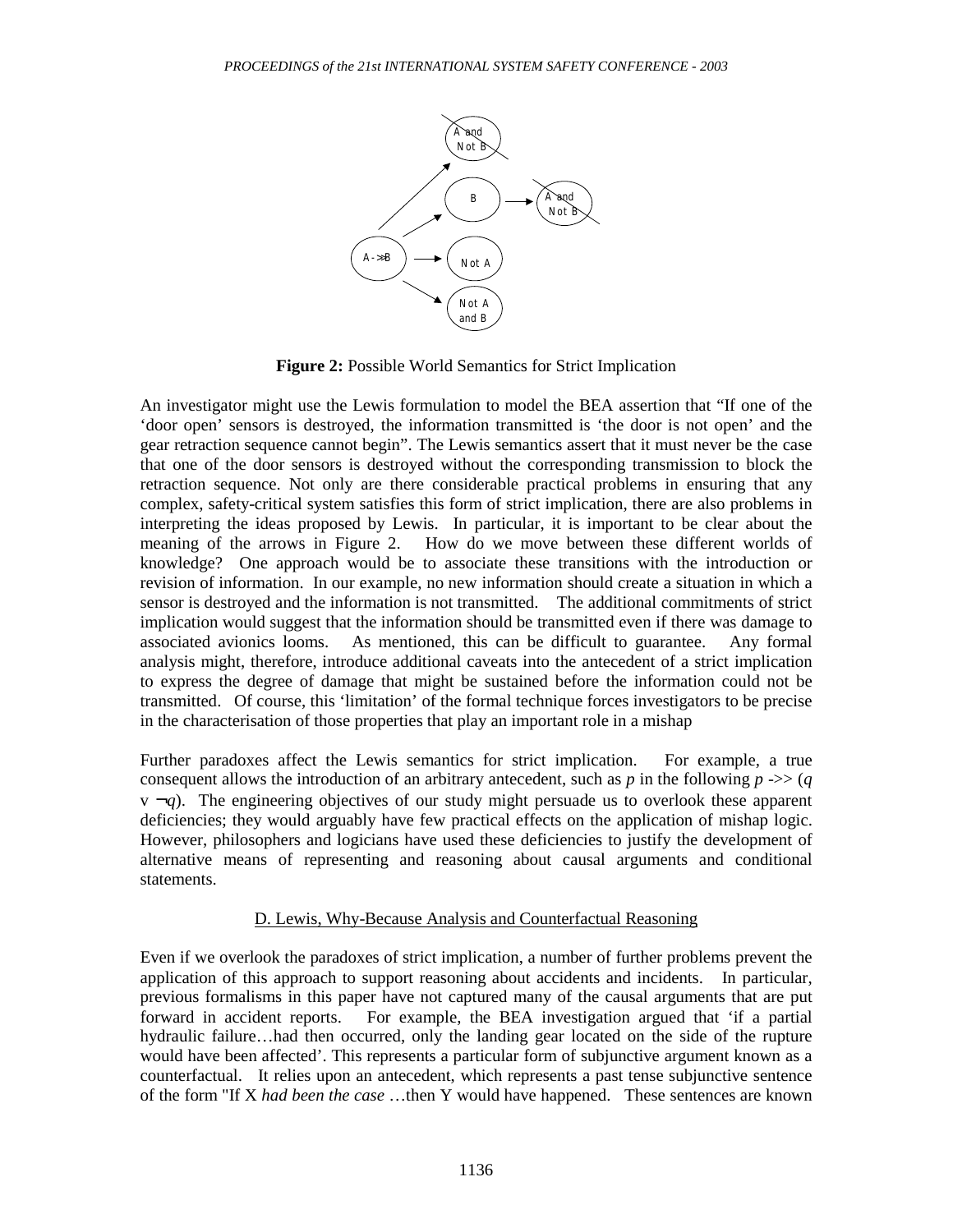**Figure 2:** Possible World Semantics for Strict Implication

An investigator might use the Lewis formulation to model the BEA assertion that "If one of the 'door open' sensors is destroyed, the information transmitted is 'the door is not open' and the gear retraction sequence cannot begin". The Lewis semantics assert that it must never be the case that one of the door sensors is destroyed without the corresponding transmission to block the retraction sequence. Not only are there considerable practical problems in ensuring that any complex, safety-critical system satisfies this form of strict implication, there are also problems in interpreting the ideas proposed by Lewis. In particular, it is important to be clear about the meaning of the arrows in Figure 2. How do we move between these different worlds of knowledge? One approach would be to associate these transitions with the introduction or revision of information. In our example, no new information should create a situation in which a sensor is destroyed and the information is not transmitted. The additional commitments of strict implication would suggest that the information should be transmitted even if there was damage to associated avionics looms. As mentioned, this can be difficult to guarantee. Any formal analysis might, therefore, introduce additional caveats into the antecedent of a strict implication to express the degree of damage that might be sustained before the information could not be transmitted. Of course, this 'limitation' of the formal technique forces investigators to be precise in the characterisation of those properties that play an important role in a mishap

Further paradoxes affect the Lewis semantics for strict implication. For example, a true consequent allows the introduction of an arbitrary antecedent, such as $p$ in the following $p \text{ ->> } (q \vee \neg q)$. The engineering objectives of our study might persuade us to overlook these apparent deficiencies; they would arguably have few practical effects on the application of mishap logic. However, philosophers and logicians have used these deficiencies to justify the development of alternative means of representing and reasoning about causal arguments and conditional statements.

## D. Lewis, Why-Because Analysis and Counterfactual Reasoning

Even if we overlook the paradoxes of strict implication, a number of further problems prevent the application of this approach to support reasoning about accidents and incidents. In particular, previous formalisms in this paper have not captured many of the causal arguments that are put forward in accident reports. For example, the BEA investigation argued that 'if a partial hydraulic failure…had then occurred, only the landing gear located on the side of the rupture would have been affected'. This represents a particular form of subjunctive argument known as a counterfactual. It relies upon an antecedent, which represents a past tense subjunctive sentence of the form "If X *had been the case* …then Y would have happened. These sentences are known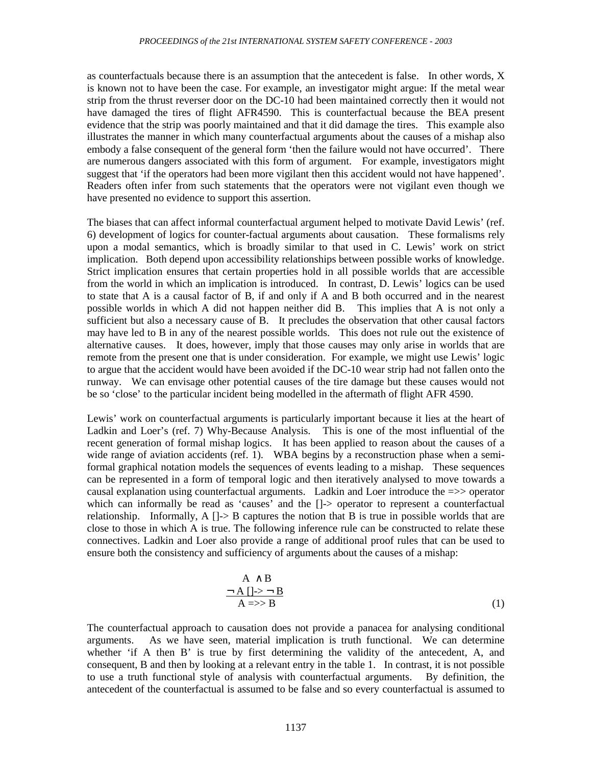as counterfactuals because there is an assumption that the antecedent is false. In other words, X is known not to have been the case. For example, an investigator might argue: If the metal wear strip from the thrust reverser door on the DC-10 had been maintained correctly then it would not have damaged the tires of flight AFR4590. This is counterfactual because the BEA present evidence that the strip was poorly maintained and that it did damage the tires. This example also illustrates the manner in which many counterfactual arguments about the causes of a mishap also embody a false consequent of the general form 'then the failure would not have occurred'. There are numerous dangers associated with this form of argument. For example, investigators might suggest that 'if the operators had been more vigilant then this accident would not have happened'. Readers often infer from such statements that the operators were not vigilant even though we have presented no evidence to support this assertion.

The biases that can affect informal counterfactual argument helped to motivate David Lewis' (ref. 6) development of logics for counter-factual arguments about causation. These formalisms rely upon a modal semantics, which is broadly similar to that used in C. Lewis' work on strict implication. Both depend upon accessibility relationships between possible works of knowledge. Strict implication ensures that certain properties hold in all possible worlds that are accessible from the world in which an implication is introduced. In contrast, D. Lewis' logics can be used to state that A is a causal factor of B, if and only if A and B both occurred and in the nearest possible worlds in which A did not happen neither did B. This implies that A is not only a sufficient but also a necessary cause of B. It precludes the observation that other causal factors may have led to B in any of the nearest possible worlds. This does not rule out the existence of alternative causes. It does, however, imply that those causes may only arise in worlds that are remote from the present one that is under consideration. For example, we might use Lewis' logic to argue that the accident would have been avoided if the DC-10 wear strip had not fallen onto the runway. We can envisage other potential causes of the tire damage but these causes would not be so 'close' to the particular incident being modelled in the aftermath of flight AFR 4590.

Lewis' work on counterfactual arguments is particularly important because it lies at the heart of Ladkin and Loer's (ref. 7) Why-Because Analysis. This is one of the most influential of the recent generation of formal mishap logics. It has been applied to reason about the causes of a wide range of aviation accidents (ref. 1). WBA begins by a reconstruction phase when a semi-formal graphical notation models the sequences of events leading to a mishap. These sequences can be represented in a form of temporal logic and then iteratively analysed to move towards a causal explanation using counterfactual arguments. Ladkin and Loer introduce the =>> operator which can informally be read as 'causes' and the []-> operator to represent a counterfactual relationship. Informally, A []-> B captures the notion that B is true in possible worlds that are close to those in which A is true. The following inference rule can be constructed to relate these connectives. Ladkin and Loer also provide a range of additional proof rules that can be used to ensure both the consistency and sufficiency of arguments about the causes of a mishap:

$$\frac{\begin{array}{c} A \wedge B \\ \neg A \; [\,]\!\!\rightarrow \neg B \end{array}}{A \Rightarrow\!\!> B} \qquad (1)$$

The counterfactual approach to causation does not provide a panacea for analysing conditional arguments. As we have seen, material implication is truth functional. We can determine whether 'if A then B' is true by first determining the validity of the antecedent, A, and consequent, B and then by looking at a relevant entry in the table 1. In contrast, it is not possible to use a truth functional style of analysis with counterfactual arguments. By definition, the antecedent of the counterfactual is assumed to be false and so every counterfactual is assumed to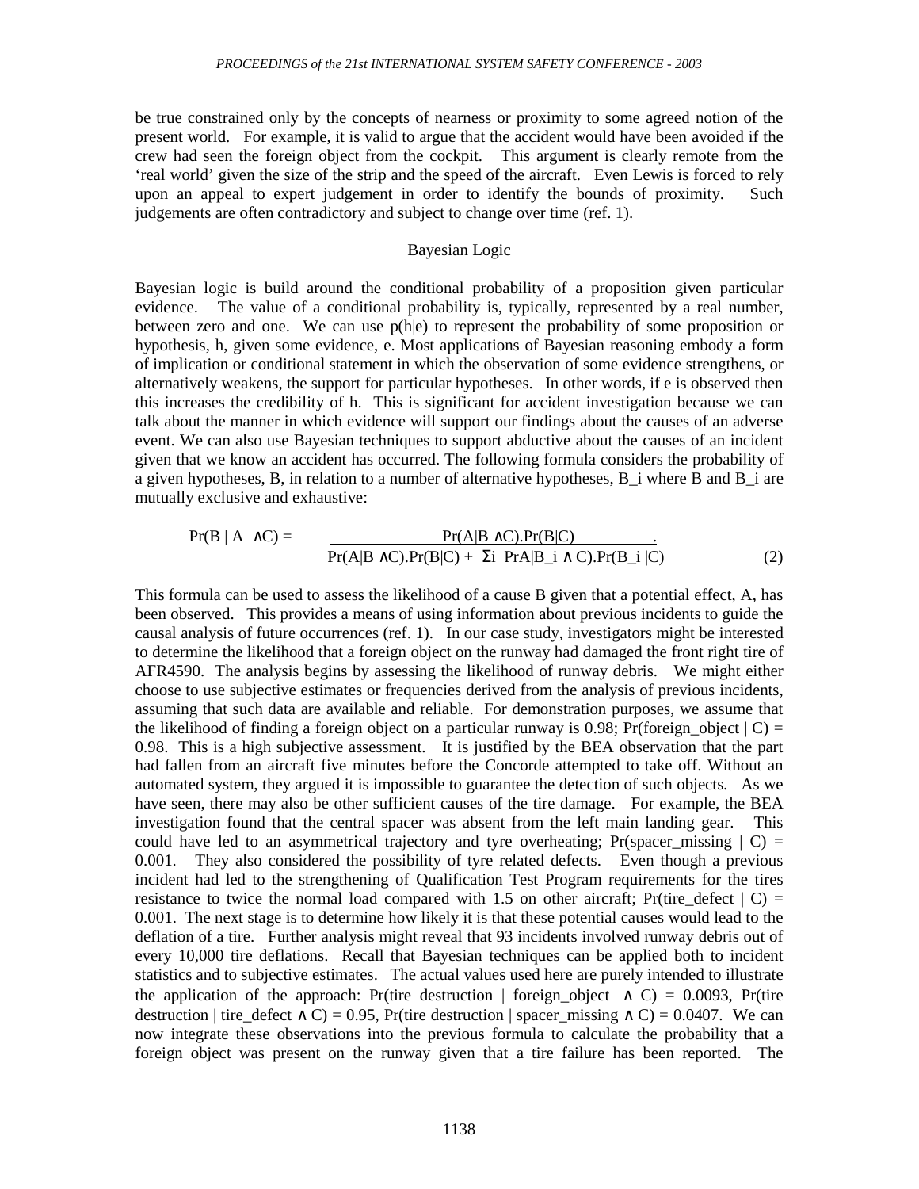be true constrained only by the concepts of nearness or proximity to some agreed notion of the present world. For example, it is valid to argue that the accident would have been avoided if the crew had seen the foreign object from the cockpit. This argument is clearly remote from the 'real world' given the size of the strip and the speed of the aircraft. Even Lewis is forced to rely upon an appeal to expert judgement in order to identify the bounds of proximity. Such judgements are often contradictory and subject to change over time (ref. 1).

## Bayesian Logic

Bayesian logic is build around the conditional probability of a proposition given particular evidence. The value of a conditional probability is, typically, represented by a real number, between zero and one. We can use p(h|e) to represent the probability of some proposition or hypothesis, h, given some evidence, e. Most applications of Bayesian reasoning embody a form of implication or conditional statement in which the observation of some evidence strengthens, or alternatively weakens, the support for particular hypotheses. In other words, if e is observed then this increases the credibility of h. This is significant for accident investigation because we can talk about the manner in which evidence will support our findings about the causes of an adverse event. We can also use Bayesian techniques to support abductive about the causes of an incident given that we know an accident has occurred. The following formula considers the probability of a given hypotheses, B, in relation to a number of alternative hypotheses, $B_i$ where B and $B_i$ are mutually exclusive and exhaustive:

$$\Pr(B \mid A \wedge C) = \frac{\Pr(A|B \wedge C).\Pr(B|C)}{\Pr(A|B \wedge C).\Pr(B|C) + \Sigma_i \Pr(A|B_i \wedge C).\Pr(B_i|C)} \quad (2)$$

This formula can be used to assess the likelihood of a cause B given that a potential effect, A, has been observed. This provides a means of using information about previous incidents to guide the causal analysis of future occurrences (ref. 1). In our case study, investigators might be interested to determine the likelihood that a foreign object on the runway had damaged the front right tire of AFR4590. The analysis begins by assessing the likelihood of runway debris. We might either choose to use subjective estimates or frequencies derived from the analysis of previous incidents, assuming that such data are available and reliable. For demonstration purposes, we assume that the likelihood of finding a foreign object on a particular runway is 0.98; Pr(foreign_object | C) = 0.98. This is a high subjective assessment. It is justified by the BEA observation that the part had fallen from an aircraft five minutes before the Concorde attempted to take off. Without an automated system, they argued it is impossible to guarantee the detection of such objects. As we have seen, there may also be other sufficient causes of the tire damage. For example, the BEA investigation found that the central spacer was absent from the left main landing gear. This could have led to an asymmetrical trajectory and tyre overheating; Pr(spacer_missing | C) = 0.001. They also considered the possibility of tyre related defects. Even though a previous incident had led to the strengthening of Qualification Test Program requirements for the tires resistance to twice the normal load compared with 1.5 on other aircraft; Pr(tire_defect | C) = 0.001. The next stage is to determine how likely it is that these potential causes would lead to the deflation of a tire. Further analysis might reveal that 93 incidents involved runway debris out of every 10,000 tire deflations. Recall that Bayesian techniques can be applied both to incident statistics and to subjective estimates. The actual values used here are purely intended to illustrate the application of the approach: Pr(tire destruction | foreign_object $\wedge$ C) = 0.0093, Pr(tire destruction | tire_defect $\wedge$ C) = 0.95, Pr(tire destruction | spacer_missing $\wedge$ C) = 0.0407. We can now integrate these observations into the previous formula to calculate the probability that a foreign object was present on the runway given that a tire failure has been reported. The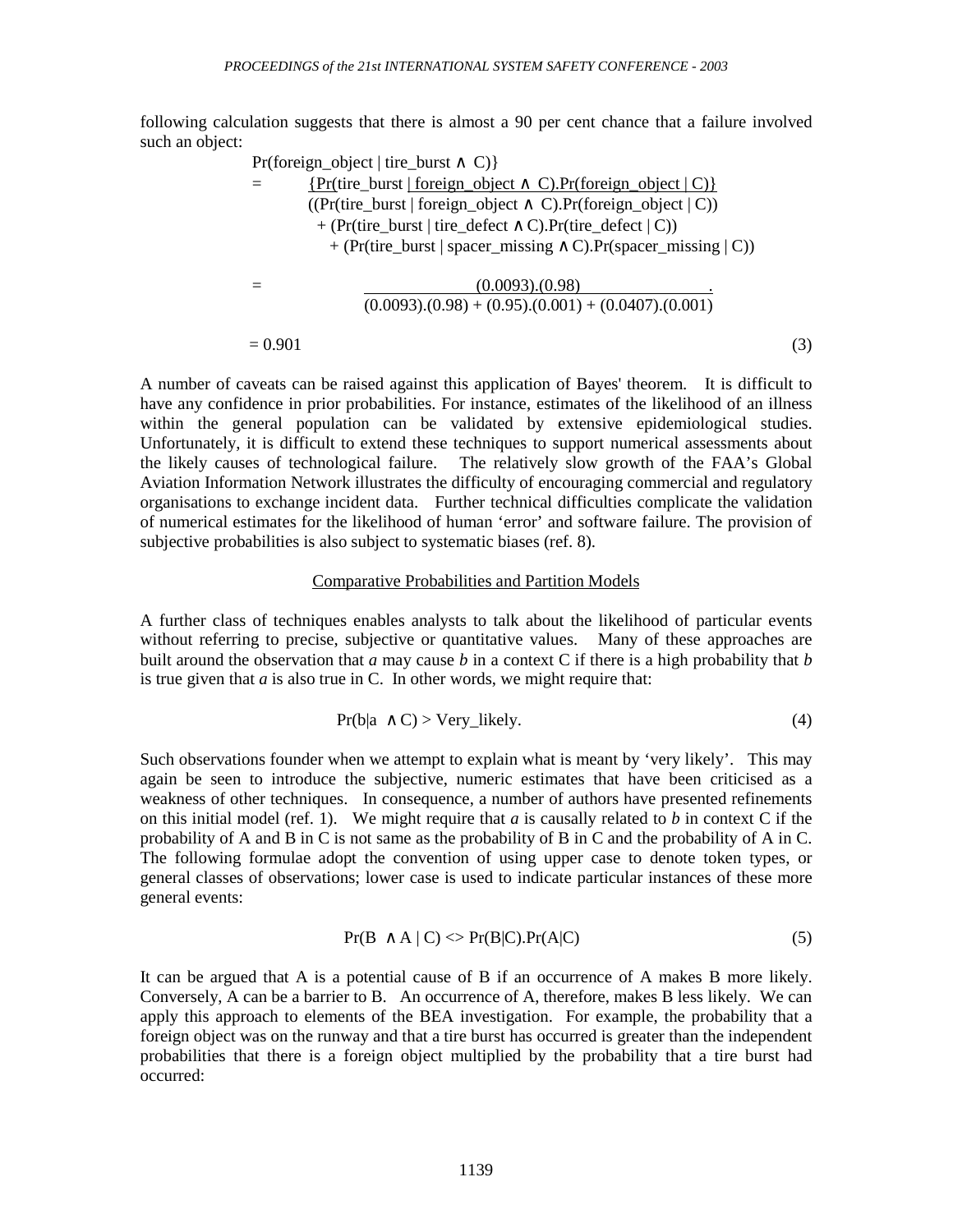following calculation suggests that there is almost a 90 per cent chance that a failure involved such an object:

$$
\begin{aligned}
&\Pr(\text{foreign\_object} \mid \text{tire\_burst} \wedge C)\} \\
&= \frac{\{\Pr(\text{tire\_burst} \mid \text{foreign\_object} \wedge C).\Pr(\text{foreign\_object} \mid C)\}}{((\Pr(\text{tire\_burst} \mid \text{foreign\_object} \wedge C).\Pr(\text{foreign\_object} \mid C)) + (\Pr(\text{tire\_burst} \mid \text{tire\_defect} \wedge C).\Pr(\text{tire\_defect} \mid C)) + (\Pr(\text{tire\_burst} \mid \text{spacer\_missing} \wedge C).\Pr(\text{spacer\_missing} \mid C))} \\
&= \frac{(0.0093).(0.98)}{(0.0093).(0.98) + (0.95).(0.001) + (0.0407).(0.001)} \\
&= 0.901 \qquad (3)
\end{aligned}
$$

A number of caveats can be raised against this application of Bayes' theorem. It is difficult to have any confidence in prior probabilities. For instance, estimates of the likelihood of an illness within the general population can be validated by extensive epidemiological studies. Unfortunately, it is difficult to extend these techniques to support numerical assessments about the likely causes of technological failure. The relatively slow growth of the FAA's Global Aviation Information Network illustrates the difficulty of encouraging commercial and regulatory organisations to exchange incident data. Further technical difficulties complicate the validation of numerical estimates for the likelihood of human 'error' and software failure. The provision of subjective probabilities is also subject to systematic biases (ref. 8).

## Comparative Probabilities and Partition Models

A further class of techniques enables analysts to talk about the likelihood of particular events without referring to precise, subjective or quantitative values. Many of these approaches are built around the observation that *a* may cause *b* in a context C if there is a high probability that *b* is true given that *a* is also true in C. In other words, we might require that:

$$\Pr(b \mid a \wedge C) > \text{Very\_likely}. \qquad (4)$$

Such observations founder when we attempt to explain what is meant by 'very likely'. This may again be seen to introduce the subjective, numeric estimates that have been criticised as a weakness of other techniques. In consequence, a number of authors have presented refinements on this initial model (ref. 1). We might require that *a* is causally related to *b* in context C if the probability of A and B in C is not same as the probability of B in C and the probability of A in C. The following formulae adopt the convention of using upper case to denote token types, or general classes of observations; lower case is used to indicate particular instances of these more general events:

$$\Pr(B \wedge A \mid C) <> \Pr(B|C).\Pr(A|C) \qquad (5)$$

It can be argued that A is a potential cause of B if an occurrence of A makes B more likely. Conversely, A can be a barrier to B. An occurrence of A, therefore, makes B less likely. We can apply this approach to elements of the BEA investigation. For example, the probability that a foreign object was on the runway and that a tire burst has occurred is greater than the independent probabilities that there is a foreign object multiplied by the probability that a tire burst had occurred: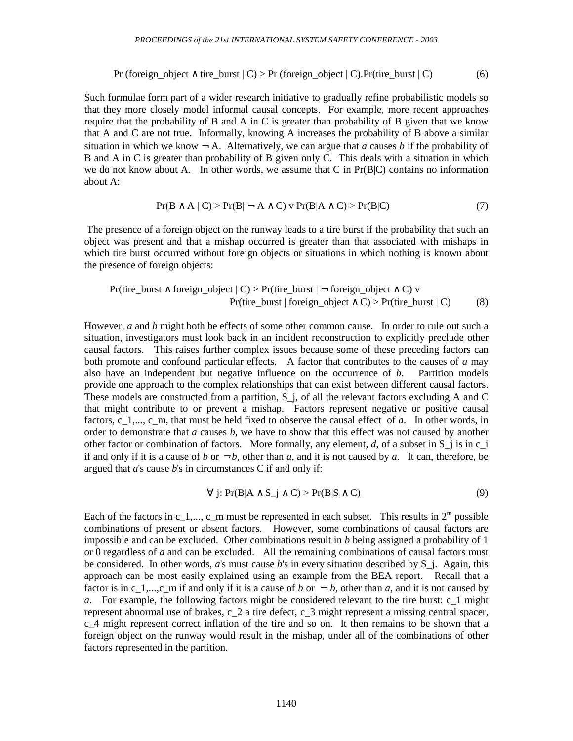$$\Pr(\text{foreign\_object} \wedge \text{tire\_burst} \mid C) > \Pr(\text{foreign\_object} \mid C).\Pr(\text{tire\_burst} \mid C) \quad (6)$$

Such formulae form part of a wider research initiative to gradually refine probabilistic models so that they more closely model informal causal concepts. For example, more recent approaches require that the probability of B and A in C is greater than probability of B given that we know that A and C are not true. Informally, knowing A increases the probability of B above a similar situation in which we know $\neg$ A. Alternatively, we can argue that *a* causes *b* if the probability of B and A in C is greater than probability of B given only C. This deals with a situation in which we do not know about A. In other words, we assume that C in Pr(B|C) contains no information about A:

$$\Pr(B \wedge A \mid C) > \Pr(B \mid \neg A \wedge C) \vee \Pr(B \mid A \wedge C) > \Pr(B \mid C) \quad (7)$$

The presence of a foreign object on the runway leads to a tire burst if the probability that such an object was present and that a mishap occurred is greater than that associated with mishaps in which tire burst occurred without foreign objects or situations in which nothing is known about the presence of foreign objects:

$$\Pr(\text{tire\_burst} \wedge \text{foreign\_object} \mid C) > \Pr(\text{tire\_burst} \mid \neg \text{foreign\_object} \wedge C) \vee \Pr(\text{tire\_burst} \mid \text{foreign\_object} \wedge C) > \Pr(\text{tire\_burst} \mid C) \quad (8)$$

However, *a* and *b* might both be effects of some other common cause. In order to rule out such a situation, investigators must look back in an incident reconstruction to explicitly preclude other causal factors. This raises further complex issues because some of these preceding factors can both promote and confound particular effects. A factor that contributes to the causes of *a* may also have an independent but negative influence on the occurrence of *b*. Partition models provide one approach to the complex relationships that can exist between different causal factors. These models are constructed from a partition, $S_j$, of all the relevant factors excluding A and C that might contribute to or prevent a mishap. Factors represent negative or positive causal factors, $c_1, \ldots, c_m$, that must be held fixed to observe the causal effect of *a*. In other words, in order to demonstrate that *a* causes *b*, we have to show that this effect was not caused by another other factor or combination of factors. More formally, any element, *d*, of a subset in $S_j$ is in $c_i$ if and only if it is a cause of *b* or $\neg b$, other than *a*, and it is not caused by *a*. It can, therefore, be argued that *a*'s cause *b*'s in circumstances C if and only if:

$$\forall j: \Pr(B \mid A \wedge S_j \wedge C) > \Pr(B \mid S \wedge C) \quad (9)$$

Each of the factors in $c_1, \ldots, c_m$ must be represented in each subset. This results in $2^m$ possible combinations of present or absent factors. However, some combinations of causal factors are impossible and can be excluded. Other combinations result in *b* being assigned a probability of 1 or 0 regardless of *a* and can be excluded. All the remaining combinations of causal factors must be considered. In other words, *a*'s must cause *b*'s in every situation described by $S_j$. Again, this approach can be most easily explained using an example from the BEA report. Recall that a factor is in $c_1, \ldots, c_m$ if and only if it is a cause of *b* or $\neg b$, other than *a*, and it is not caused by *a*. For example, the following factors might be considered relevant to the tire burst: $c_1$ might represent abnormal use of brakes, $c_2$ a tire defect, $c_3$ might represent a missing central spacer, $c_4$ might represent correct inflation of the tire and so on. It then remains to be shown that a foreign object on the runway would result in the mishap, under all of the combinations of other factors represented in the partition.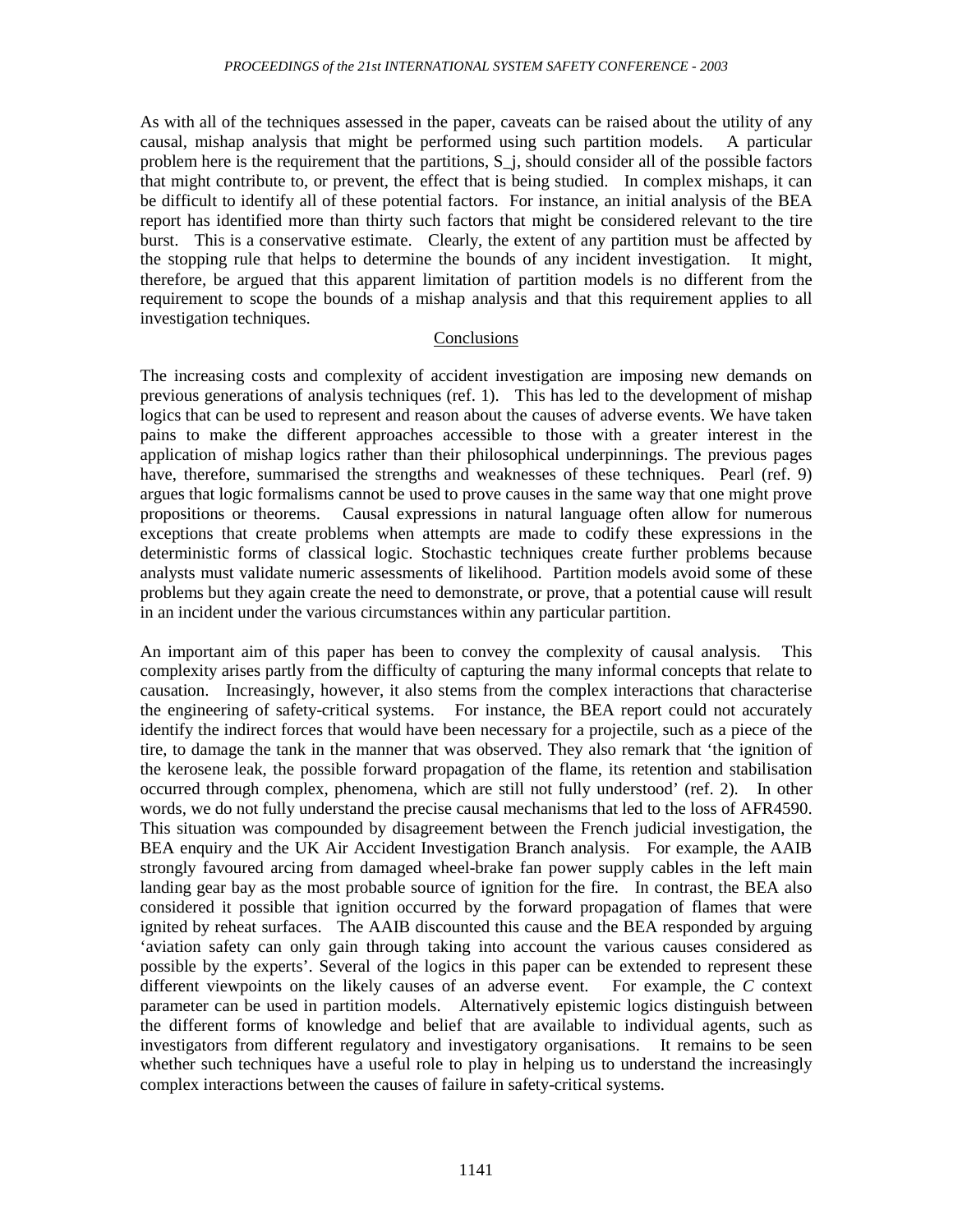As with all of the techniques assessed in the paper, caveats can be raised about the utility of any causal, mishap analysis that might be performed using such partition models. A particular problem here is the requirement that the partitions, $S_j$, should consider all of the possible factors that might contribute to, or prevent, the effect that is being studied. In complex mishaps, it can be difficult to identify all of these potential factors. For instance, an initial analysis of the BEA report has identified more than thirty such factors that might be considered relevant to the tire burst. This is a conservative estimate. Clearly, the extent of any partition must be affected by the stopping rule that helps to determine the bounds of any incident investigation. It might, therefore, be argued that this apparent limitation of partition models is no different from the requirement to scope the bounds of a mishap analysis and that this requirement applies to all investigation techniques.

## Conclusions

The increasing costs and complexity of accident investigation are imposing new demands on previous generations of analysis techniques (ref. 1). This has led to the development of mishap logics that can be used to represent and reason about the causes of adverse events. We have taken pains to make the different approaches accessible to those with a greater interest in the application of mishap logics rather than their philosophical underpinnings. The previous pages have, therefore, summarised the strengths and weaknesses of these techniques. Pearl (ref. 9) argues that logic formalisms cannot be used to prove causes in the same way that one might prove propositions or theorems. Causal expressions in natural language often allow for numerous exceptions that create problems when attempts are made to codify these expressions in the deterministic forms of classical logic. Stochastic techniques create further problems because analysts must validate numeric assessments of likelihood. Partition models avoid some of these problems but they again create the need to demonstrate, or prove, that a potential cause will result in an incident under the various circumstances within any particular partition.

An important aim of this paper has been to convey the complexity of causal analysis. This complexity arises partly from the difficulty of capturing the many informal concepts that relate to causation. Increasingly, however, it also stems from the complex interactions that characterise the engineering of safety-critical systems. For instance, the BEA report could not accurately identify the indirect forces that would have been necessary for a projectile, such as a piece of the tire, to damage the tank in the manner that was observed. They also remark that 'the ignition of the kerosene leak, the possible forward propagation of the flame, its retention and stabilisation occurred through complex, phenomena, which are still not fully understood' (ref. 2). In other words, we do not fully understand the precise causal mechanisms that led to the loss of AFR4590. This situation was compounded by disagreement between the French judicial investigation, the BEA enquiry and the UK Air Accident Investigation Branch analysis. For example, the AAIB strongly favoured arcing from damaged wheel-brake fan power supply cables in the left main landing gear bay as the most probable source of ignition for the fire. In contrast, the BEA also considered it possible that ignition occurred by the forward propagation of flames that were ignited by reheat surfaces. The AAIB discounted this cause and the BEA responded by arguing 'aviation safety can only gain through taking into account the various causes considered as possible by the experts'. Several of the logics in this paper can be extended to represent these different viewpoints on the likely causes of an adverse event. For example, the $C$ context parameter can be used in partition models. Alternatively epistemic logics distinguish between the different forms of knowledge and belief that are available to individual agents, such as investigators from different regulatory and investigatory organisations. It remains to be seen whether such techniques have a useful role to play in helping us to understand the increasingly complex interactions between the causes of failure in safety-critical systems.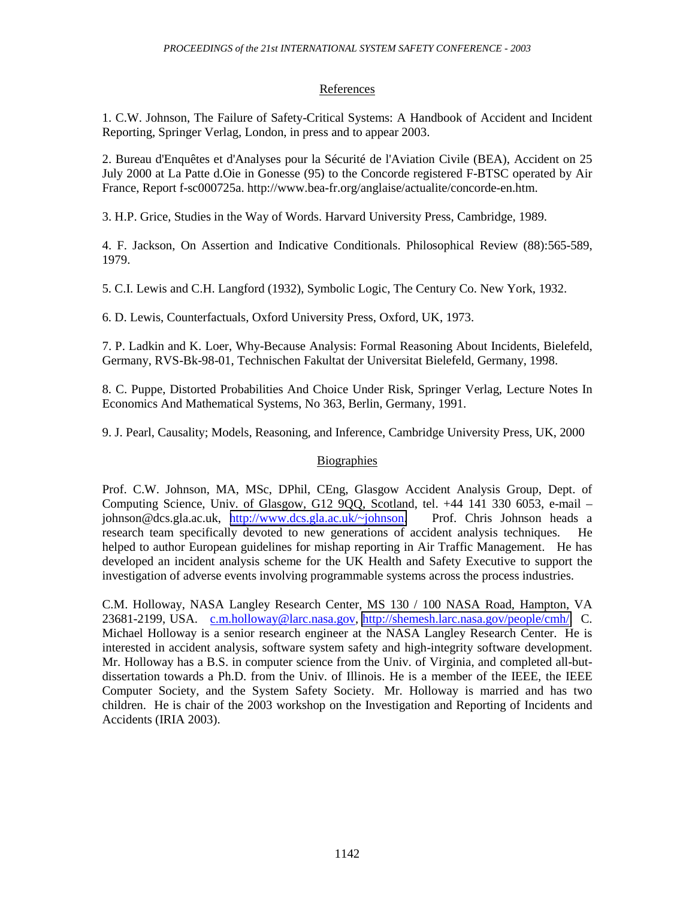## References

1. C.W. Johnson, The Failure of Safety-Critical Systems: A Handbook of Accident and Incident Reporting, Springer Verlag, London, in press and to appear 2003.

2. Bureau d'Enquêtes et d'Analyses pour la Sécurité de l'Aviation Civile (BEA), Accident on 25 July 2000 at La Patte d.Oie in Gonesse (95) to the Concorde registered F-BTSC operated by Air France, Report f-sc000725a. http://www.bea-fr.org/anglaise/actualite/concorde-en.htm.

3. H.P. Grice, Studies in the Way of Words. Harvard University Press, Cambridge, 1989.

4. F. Jackson, On Assertion and Indicative Conditionals. Philosophical Review (88):565-589, 1979.

5. C.I. Lewis and C.H. Langford (1932), Symbolic Logic, The Century Co. New York, 1932.

6. D. Lewis, Counterfactuals, Oxford University Press, Oxford, UK, 1973.

7. P. Ladkin and K. Loer, Why-Because Analysis: Formal Reasoning About Incidents, Bielefeld, Germany, RVS-Bk-98-01, Technischen Fakultat der Universitat Bielefeld, Germany, 1998.

8. C. Puppe, Distorted Probabilities And Choice Under Risk, Springer Verlag, Lecture Notes In Economics And Mathematical Systems, No 363, Berlin, Germany, 1991.

9. J. Pearl, Causality; Models, Reasoning, and Inference, Cambridge University Press, UK, 2000

## Biographies

Prof. C.W. Johnson, MA, MSc, DPhil, CEng, Glasgow Accident Analysis Group, Dept. of Computing Science, Univ. of Glasgow, G12 9QQ, Scotland, tel. +44 141 330 6053, e-mail – johnson@dcs.gla.ac.uk, http://www.dcs.gla.ac.uk/~johnson. Prof. Chris Johnson heads a research team specifically devoted to new generations of accident analysis techniques. He helped to author European guidelines for mishap reporting in Air Traffic Management. He has developed an incident analysis scheme for the UK Health and Safety Executive to support the investigation of adverse events involving programmable systems across the process industries.

C.M. Holloway, NASA Langley Research Center, MS 130 / 100 NASA Road, Hampton, VA 23681-2199, USA. c.m.holloway@larc.nasa.gov, http://shemesh.larc.nasa.gov/people/cmh/ C. Michael Holloway is a senior research engineer at the NASA Langley Research Center. He is interested in accident analysis, software system safety and high-integrity software development. Mr. Holloway has a B.S. in computer science from the Univ. of Virginia, and completed all-but-dissertation towards a Ph.D. from the Univ. of Illinois. He is a member of the IEEE, the IEEE Computer Society, and the System Safety Society. Mr. Holloway is married and has two children. He is chair of the 2003 workshop on the Investigation and Reporting of Incidents and Accidents (IRIA 2003).